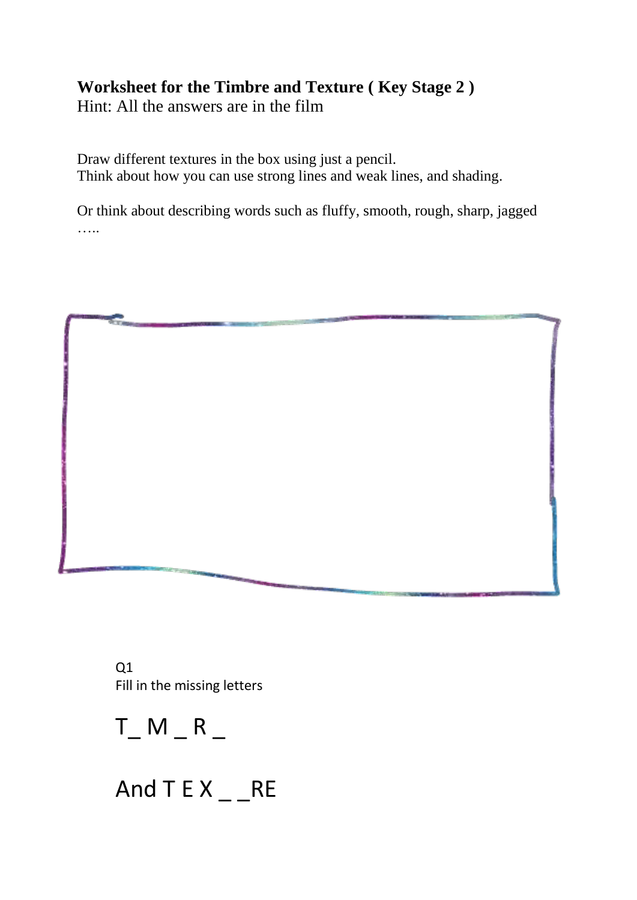**Worksheet for the Timbre and Texture ( Key Stage 2 )**
Hint: All the answers are in the film

Draw different textures in the box using just a pencil.
Think about how you can use strong lines and weak lines, and shading.

Or think about describing words such as fluffy, smooth, rough, sharp, jagged …..

Q1
Fill in the missing letters

T_ M _ R _

And T E X _ _RE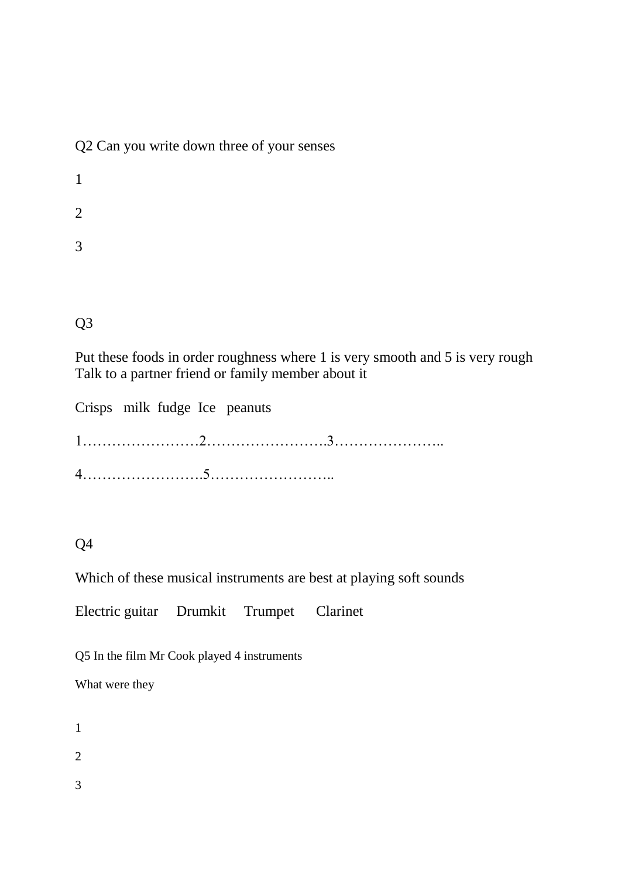Q2 Can you write down three of your senses

1

2

3

Q3

Put these foods in order roughness where 1 is very smooth and 5 is very rough
Talk to a partner friend or family member about it

Crisps milk fudge Ice peanuts

1……………………2…………………….3…………………..

4…………………….5……………………..

Q4

Which of these musical instruments are best at playing soft sounds

Electric guitar  Drumkit  Trumpet  Clarinet

Q5 In the film Mr Cook played 4 instruments

What were they

1

2

3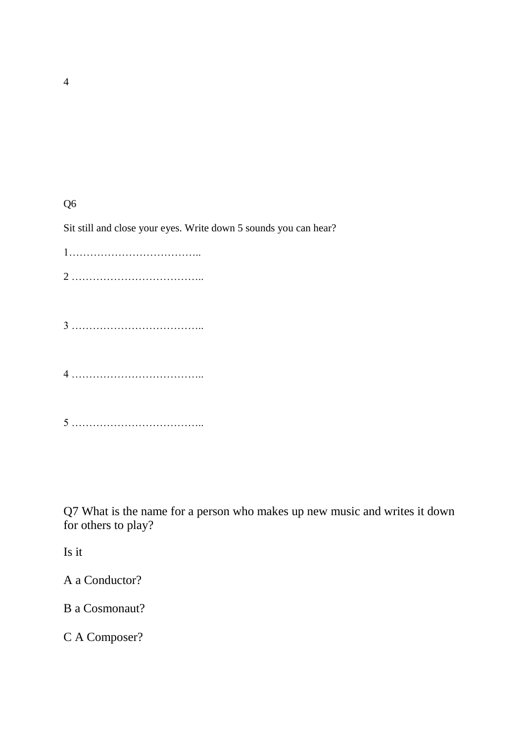4

Q6

Sit still and close your eyes. Write down 5 sounds you can hear?

1………………………………..

2 ………………………………..

3 ………………………………..

4 ………………………………..

5 ………………………………..

Q7 What is the name for a person who makes up new music and writes it down for others to play?

Is it

A a Conductor?

B a Cosmonaut?

C A Composer?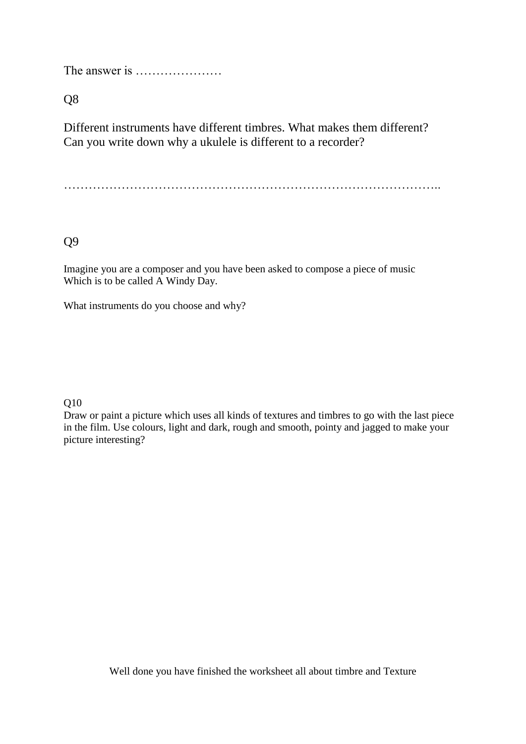The answer is …………………

Q8

Different instruments have different timbres. What makes them different? Can you write down why a ukulele is different to a recorder?

……………………………………………………………………………………..

Q9

Imagine you are a composer and you have been asked to compose a piece of music Which is to be called A Windy Day.

What instruments do you choose and why?

Q10

Draw or paint a picture which uses all kinds of textures and timbres to go with the last piece in the film. Use colours, light and dark, rough and smooth, pointy and jagged to make your picture interesting?

Well done you have finished the worksheet all about timbre and Texture